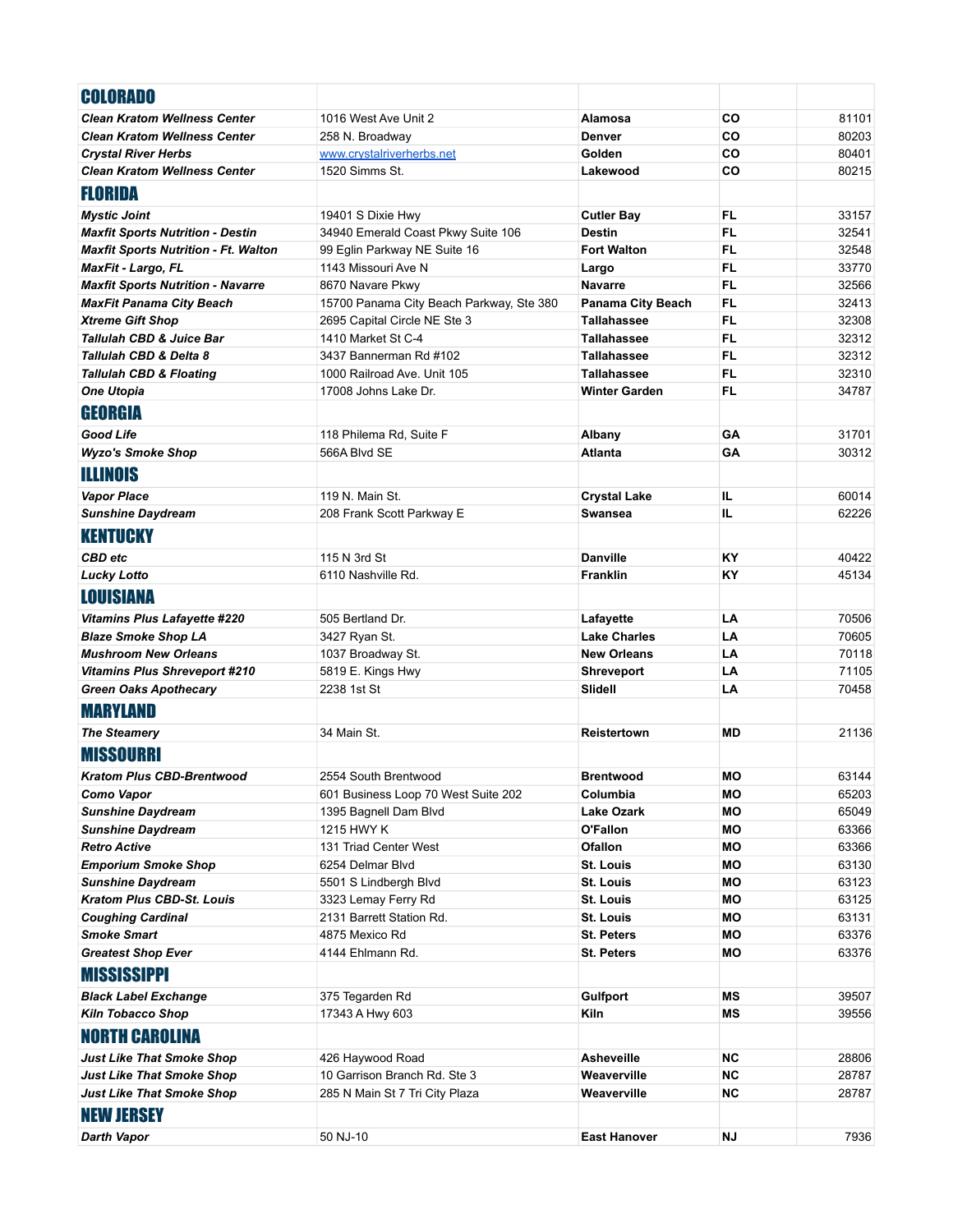| **COLORADO** | | | | |
|---|---|---|---|---|
| ***Clean Kratom Wellness Center*** | 1016 West Ave Unit 2 | **Alamosa** | **CO** | 81101 |
| ***Clean Kratom Wellness Center*** | 258 N. Broadway | **Denver** | **CO** | 80203 |
| ***Crystal River Herbs*** | www.crystalriverherbs.net | **Golden** | **CO** | 80401 |
| ***Clean Kratom Wellness Center*** | 1520 Simms St. | **Lakewood** | **CO** | 80215 |
| **FLORIDA** | | | | |
| ***Mystic Joint*** | 19401 S Dixie Hwy | **Cutler Bay** | **FL** | 33157 |
| ***Maxfit Sports Nutrition - Destin*** | 34940 Emerald Coast Pkwy Suite 106 | **Destin** | **FL** | 32541 |
| ***Maxfit Sports Nutrition - Ft. Walton*** | 99 Eglin Parkway NE Suite 16 | **Fort Walton** | **FL** | 32548 |
| ***MaxFit - Largo, FL*** | 1143 Missouri Ave N | **Largo** | **FL** | 33770 |
| ***Maxfit Sports Nutrition - Navarre*** | 8670 Navare Pkwy | **Navarre** | **FL** | 32566 |
| ***MaxFit Panama City Beach*** | 15700 Panama City Beach Parkway, Ste 380 | **Panama City Beach** | **FL** | 32413 |
| ***Xtreme Gift Shop*** | 2695 Capital Circle NE Ste 3 | **Tallahassee** | **FL** | 32308 |
| ***Tallulah CBD & Juice Bar*** | 1410 Market St C-4 | **Tallahassee** | **FL** | 32312 |
| ***Tallulah CBD & Delta 8*** | 3437 Bannerman Rd #102 | **Tallahassee** | **FL** | 32312 |
| ***Tallulah CBD & Floating*** | 1000 Railroad Ave. Unit 105 | **Tallahassee** | **FL** | 32310 |
| ***One Utopia*** | 17008 Johns Lake Dr. | **Winter Garden** | **FL** | 34787 |
| **GEORGIA** | | | | |
| ***Good Life*** | 118 Philema Rd, Suite F | **Albany** | **GA** | 31701 |
| ***Wyzo's Smoke Shop*** | 566A Blvd SE | **Atlanta** | **GA** | 30312 |
| **ILLINOIS** | | | | |
| ***Vapor Place*** | 119 N. Main St. | **Crystal Lake** | **IL** | 60014 |
| ***Sunshine Daydream*** | 208 Frank Scott Parkway E | **Swansea** | **IL** | 62226 |
| **KENTUCKY** | | | | |
| ***CBD etc*** | 115 N 3rd St | **Danville** | **KY** | 40422 |
| ***Lucky Lotto*** | 6110 Nashville Rd. | **Franklin** | **KY** | 45134 |
| **LOUISIANA** | | | | |
| ***Vitamins Plus Lafayette #220*** | 505 Bertland Dr. | **Lafayette** | **LA** | 70506 |
| ***Blaze Smoke Shop LA*** | 3427 Ryan St. | **Lake Charles** | **LA** | 70605 |
| ***Mushroom New Orleans*** | 1037 Broadway St. | **New Orleans** | **LA** | 70118 |
| ***Vitamins Plus Shreveport #210*** | 5819 E. Kings Hwy | **Shreveport** | **LA** | 71105 |
| ***Green Oaks Apothecary*** | 2238 1st St | **Slidell** | **LA** | 70458 |
| **MARYLAND** | | | | |
| ***The Steamery*** | 34 Main St. | **Reistertown** | **MD** | 21136 |
| **MISSOURRI** | | | | |
| ***Kratom Plus CBD-Brentwood*** | 2554 South Brentwood | **Brentwood** | **MO** | 63144 |
| ***Como Vapor*** | 601 Business Loop 70 West Suite 202 | **Columbia** | **MO** | 65203 |
| ***Sunshine Daydream*** | 1395 Bagnell Dam Blvd | **Lake Ozark** | **MO** | 65049 |
| ***Sunshine Daydream*** | 1215 HWY K | **O'Fallon** | **MO** | 63366 |
| ***Retro Active*** | 131 Triad Center West | **Ofallon** | **MO** | 63366 |
| ***Emporium Smoke Shop*** | 6254 Delmar Blvd | **St. Louis** | **MO** | 63130 |
| ***Sunshine Daydream*** | 5501 S Lindbergh Blvd | **St. Louis** | **MO** | 63123 |
| ***Kratom Plus CBD-St. Louis*** | 3323 Lemay Ferry Rd | **St. Louis** | **MO** | 63125 |
| ***Coughing Cardinal*** | 2131 Barrett Station Rd. | **St. Louis** | **MO** | 63131 |
| ***Smoke Smart*** | 4875 Mexico Rd | **St. Peters** | **MO** | 63376 |
| ***Greatest Shop Ever*** | 4144 Ehlmann Rd. | **St. Peters** | **MO** | 63376 |
| **MISSISSIPPI** | | | | |
| ***Black Label Exchange*** | 375 Tegarden Rd | **Gulfport** | **MS** | 39507 |
| ***Kiln Tobacco Shop*** | 17343 A Hwy 603 | **Kiln** | **MS** | 39556 |
| **NORTH CAROLINA** | | | | |
| ***Just Like That Smoke Shop*** | 426 Haywood Road | **Asheveille** | **NC** | 28806 |
| ***Just Like That Smoke Shop*** | 10 Garrison Branch Rd. Ste 3 | **Weaverville** | **NC** | 28787 |
| ***Just Like That Smoke Shop*** | 285 N Main St 7 Tri City Plaza | **Weaverville** | **NC** | 28787 |
| **NEW JERSEY** | | | | |
| ***Darth Vapor*** | 50 NJ-10 | **East Hanover** | **NJ** | 7936 |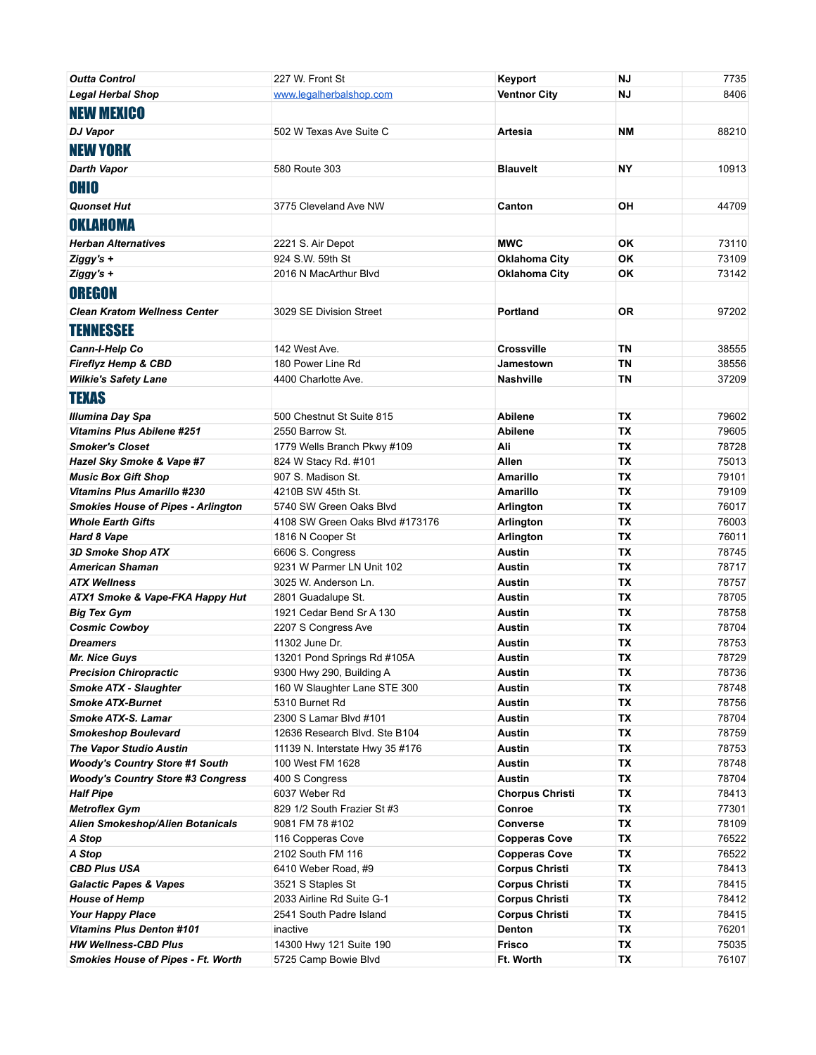| | | | | |
|---|---|---|---|---|
| ***Outta Control*** | 227 W. Front St | **Keyport** | **NJ** | 7735 |
| ***Legal Herbal Shop*** | www.legalherbalshop.com | **Ventnor City** | **NJ** | 8406 |
| **NEW MEXICO** | | | | |
| ***DJ Vapor*** | 502 W Texas Ave Suite C | **Artesia** | **NM** | 88210 |
| **NEW YORK** | | | | |
| ***Darth Vapor*** | 580 Route 303 | **Blauvelt** | **NY** | 10913 |
| **OHIO** | | | | |
| ***Quonset Hut*** | 3775 Cleveland Ave NW | **Canton** | **OH** | 44709 |
| **OKLAHOMA** | | | | |
| ***Herban Alternatives*** | 2221 S. Air Depot | **MWC** | **OK** | 73110 |
| ***Ziggy's +*** | 924 S.W. 59th St | **Oklahoma City** | **OK** | 73109 |
| ***Ziggy's +*** | 2016 N MacArthur Blvd | **Oklahoma City** | **OK** | 73142 |
| **OREGON** | | | | |
| ***Clean Kratom Wellness Center*** | 3029 SE Division Street | **Portland** | **OR** | 97202 |
| **TENNESSEE** | | | | |
| ***Cann-I-Help Co*** | 142 West Ave. | **Crossville** | **TN** | 38555 |
| ***Fireflyz Hemp & CBD*** | 180 Power Line Rd | **Jamestown** | **TN** | 38556 |
| ***Wilkie's Safety Lane*** | 4400 Charlotte Ave. | **Nashville** | **TN** | 37209 |
| **TEXAS** | | | | |
| ***Illumina Day Spa*** | 500 Chestnut St Suite 815 | **Abilene** | **TX** | 79602 |
| ***Vitamins Plus Abilene #251*** | 2550 Barrow St. | **Abilene** | **TX** | 79605 |
| ***Smoker's Closet*** | 1779 Wells Branch Pkwy #109 | **Ali** | **TX** | 78728 |
| ***Hazel Sky Smoke & Vape #7*** | 824 W Stacy Rd. #101 | **Allen** | **TX** | 75013 |
| ***Music Box Gift Shop*** | 907 S. Madison St. | **Amarillo** | **TX** | 79101 |
| ***Vitamins Plus Amarillo #230*** | 4210B SW 45th St. | **Amarillo** | **TX** | 79109 |
| ***Smokies House of Pipes - Arlington*** | 5740 SW Green Oaks Blvd | **Arlington** | **TX** | 76017 |
| ***Whole Earth Gifts*** | 4108 SW Green Oaks Blvd #173176 | **Arlington** | **TX** | 76003 |
| ***Hard 8 Vape*** | 1816 N Cooper St | **Arlington** | **TX** | 76011 |
| ***3D Smoke Shop ATX*** | 6606 S. Congress | **Austin** | **TX** | 78745 |
| ***American Shaman*** | 9231 W Parmer LN Unit 102 | **Austin** | **TX** | 78717 |
| ***ATX Wellness*** | 3025 W. Anderson Ln. | **Austin** | **TX** | 78757 |
| ***ATX1 Smoke & Vape-FKA Happy Hut*** | 2801 Guadalupe St. | **Austin** | **TX** | 78705 |
| ***Big Tex Gym*** | 1921 Cedar Bend Sr A 130 | **Austin** | **TX** | 78758 |
| ***Cosmic Cowboy*** | 2207 S Congress Ave | **Austin** | **TX** | 78704 |
| ***Dreamers*** | 11302 June Dr. | **Austin** | **TX** | 78753 |
| ***Mr. Nice Guys*** | 13201 Pond Springs Rd #105A | **Austin** | **TX** | 78729 |
| ***Precision Chiropractic*** | 9300 Hwy 290, Building A | **Austin** | **TX** | 78736 |
| ***Smoke ATX - Slaughter*** | 160 W Slaughter Lane STE 300 | **Austin** | **TX** | 78748 |
| ***Smoke ATX-Burnet*** | 5310 Burnet Rd | **Austin** | **TX** | 78756 |
| ***Smoke ATX-S. Lamar*** | 2300 S Lamar Blvd #101 | **Austin** | **TX** | 78704 |
| ***Smokeshop Boulevard*** | 12636 Research Blvd. Ste B104 | **Austin** | **TX** | 78759 |
| ***The Vapor Studio Austin*** | 11139 N. Interstate Hwy 35 #176 | **Austin** | **TX** | 78753 |
| ***Woody's Country Store #1 South*** | 100 West FM 1628 | **Austin** | **TX** | 78748 |
| ***Woody's Country Store #3 Congress*** | 400 S Congress | **Austin** | **TX** | 78704 |
| ***Half Pipe*** | 6037 Weber Rd | **Chorpus Christi** | **TX** | 78413 |
| ***Metroflex Gym*** | 829 1/2 South Frazier St #3 | **Conroe** | **TX** | 77301 |
| ***Alien Smokeshop/Alien Botanicals*** | 9081 FM 78 #102 | **Converse** | **TX** | 78109 |
| ***A Stop*** | 116 Copperas Cove | **Copperas Cove** | **TX** | 76522 |
| ***A Stop*** | 2102 South FM 116 | **Copperas Cove** | **TX** | 76522 |
| ***CBD Plus USA*** | 6410 Weber Road, #9 | **Corpus Christi** | **TX** | 78413 |
| ***Galactic Papes & Vapes*** | 3521 S Staples St | **Corpus Christi** | **TX** | 78415 |
| ***House of Hemp*** | 2033 Airline Rd Suite G-1 | **Corpus Christi** | **TX** | 78412 |
| ***Your Happy Place*** | 2541 South Padre Island | **Corpus Christi** | **TX** | 78415 |
| ***Vitamins Plus Denton #101*** | inactive | **Denton** | **TX** | 76201 |
| ***HW Wellness-CBD Plus*** | 14300 Hwy 121 Suite 190 | **Frisco** | **TX** | 75035 |
| ***Smokies House of Pipes - Ft. Worth*** | 5725 Camp Bowie Blvd | **Ft. Worth** | **TX** | 76107 |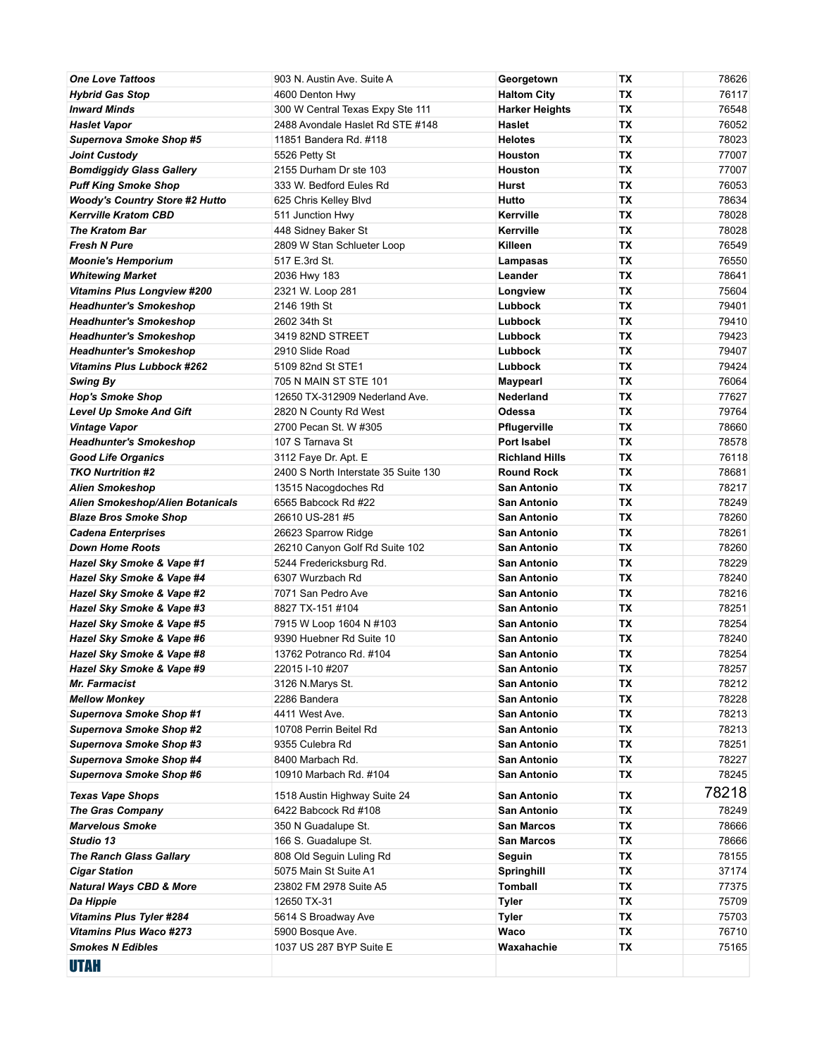| | | | | |
|---|---|---|---|---|
| ***One Love Tattoos*** | 903 N. Austin Ave. Suite A | **Georgetown** | **TX** | 78626 |
| ***Hybrid Gas Stop*** | 4600 Denton Hwy | **Haltom City** | **TX** | 76117 |
| ***Inward Minds*** | 300 W Central Texas Expy Ste 111 | **Harker Heights** | **TX** | 76548 |
| ***Haslet Vapor*** | 2488 Avondale Haslet Rd STE #148 | **Haslet** | **TX** | 76052 |
| ***Supernova Smoke Shop #5*** | 11851 Bandera Rd. #118 | **Helotes** | **TX** | 78023 |
| ***Joint Custody*** | 5526 Petty St | **Houston** | **TX** | 77007 |
| ***Bomdiggidy Glass Gallery*** | 2155 Durham Dr ste 103 | **Houston** | **TX** | 77007 |
| ***Puff King Smoke Shop*** | 333 W. Bedford Eules Rd | **Hurst** | **TX** | 76053 |
| ***Woody's Country Store #2 Hutto*** | 625 Chris Kelley Blvd | **Hutto** | **TX** | 78634 |
| ***Kerrville Kratom CBD*** | 511 Junction Hwy | **Kerrville** | **TX** | 78028 |
| ***The Kratom Bar*** | 448 Sidney Baker St | **Kerrville** | **TX** | 78028 |
| ***Fresh N Pure*** | 2809 W Stan Schlueter Loop | **Killeen** | **TX** | 76549 |
| ***Moonie's Hemporium*** | 517 E.3rd St. | **Lampasas** | **TX** | 76550 |
| ***Whitewing Market*** | 2036 Hwy 183 | **Leander** | **TX** | 78641 |
| ***Vitamins Plus Longview #200*** | 2321 W. Loop 281 | **Longview** | **TX** | 75604 |
| ***Headhunter's Smokeshop*** | 2146 19th St | **Lubbock** | **TX** | 79401 |
| ***Headhunter's Smokeshop*** | 2602 34th St | **Lubbock** | **TX** | 79410 |
| ***Headhunter's Smokeshop*** | 3419 82ND STREET | **Lubbock** | **TX** | 79423 |
| ***Headhunter's Smokeshop*** | 2910 Slide Road | **Lubbock** | **TX** | 79407 |
| ***Vitamins Plus Lubbock #262*** | 5109 82nd St STE1 | **Lubbock** | **TX** | 79424 |
| ***Swing By*** | 705 N MAIN ST STE 101 | **Maypearl** | **TX** | 76064 |
| ***Hop's Smoke Shop*** | 12650 TX-312909 Nederland Ave. | **Nederland** | **TX** | 77627 |
| ***Level Up Smoke And Gift*** | 2820 N County Rd West | **Odessa** | **TX** | 79764 |
| ***Vintage Vapor*** | 2700 Pecan St. W #305 | **Pflugerville** | **TX** | 78660 |
| ***Headhunter's Smokeshop*** | 107 S Tarnava St | **Port Isabel** | **TX** | 78578 |
| ***Good Life Organics*** | 3112 Faye Dr. Apt. E | **Richland Hills** | **TX** | 76118 |
| ***TKO Nurtrition #2*** | 2400 S North Interstate 35 Suite 130 | **Round Rock** | **TX** | 78681 |
| ***Alien Smokeshop*** | 13515 Nacogdoches Rd | **San Antonio** | **TX** | 78217 |
| ***Alien Smokeshop/Alien Botanicals*** | 6565 Babcock Rd #22 | **San Antonio** | **TX** | 78249 |
| ***Blaze Bros Smoke Shop*** | 26610 US-281 #5 | **San Antonio** | **TX** | 78260 |
| ***Cadena Enterprises*** | 26623 Sparrow Ridge | **San Antonio** | **TX** | 78261 |
| ***Down Home Roots*** | 26210 Canyon Golf Rd Suite 102 | **San Antonio** | **TX** | 78260 |
| ***Hazel Sky Smoke & Vape #1*** | 5244 Fredericksburg Rd. | **San Antonio** | **TX** | 78229 |
| ***Hazel Sky Smoke & Vape #4*** | 6307 Wurzbach Rd | **San Antonio** | **TX** | 78240 |
| ***Hazel Sky Smoke & Vape #2*** | 7071 San Pedro Ave | **San Antonio** | **TX** | 78216 |
| ***Hazel Sky Smoke & Vape #3*** | 8827 TX-151 #104 | **San Antonio** | **TX** | 78251 |
| ***Hazel Sky Smoke & Vape #5*** | 7915 W Loop 1604 N #103 | **San Antonio** | **TX** | 78254 |
| ***Hazel Sky Smoke & Vape #6*** | 9390 Huebner Rd Suite 10 | **San Antonio** | **TX** | 78240 |
| ***Hazel Sky Smoke & Vape #8*** | 13762 Potranco Rd. #104 | **San Antonio** | **TX** | 78254 |
| ***Hazel Sky Smoke & Vape #9*** | 22015 I-10 #207 | **San Antonio** | **TX** | 78257 |
| ***Mr. Farmacist*** | 3126 N.Marys St. | **San Antonio** | **TX** | 78212 |
| ***Mellow Monkey*** | 2286 Bandera | **San Antonio** | **TX** | 78228 |
| ***Supernova Smoke Shop #1*** | 4411 West Ave. | **San Antonio** | **TX** | 78213 |
| ***Supernova Smoke Shop #2*** | 10708 Perrin Beitel Rd | **San Antonio** | **TX** | 78213 |
| ***Supernova Smoke Shop #3*** | 9355 Culebra Rd | **San Antonio** | **TX** | 78251 |
| ***Supernova Smoke Shop #4*** | 8400 Marbach Rd. | **San Antonio** | **TX** | 78227 |
| ***Supernova Smoke Shop #6*** | 10910 Marbach Rd. #104 | **San Antonio** | **TX** | 78245 |
| ***Texas Vape Shops*** | 1518 Austin Highway Suite 24 | **San Antonio** | **TX** | 78218 |
| ***The Gras Company*** | 6422 Babcock Rd #108 | **San Antonio** | **TX** | 78249 |
| ***Marvelous Smoke*** | 350 N Guadalupe St. | **San Marcos** | **TX** | 78666 |
| ***Studio 13*** | 166 S. Guadalupe St. | **San Marcos** | **TX** | 78666 |
| ***The Ranch Glass Gallary*** | 808 Old Seguin Luling Rd | **Seguin** | **TX** | 78155 |
| ***Cigar Station*** | 5075 Main St Suite A1 | **Springhill** | **TX** | 37174 |
| ***Natural Ways CBD & More*** | 23802 FM 2978 Suite A5 | **Tomball** | **TX** | 77375 |
| ***Da Hippie*** | 12650 TX-31 | **Tyler** | **TX** | 75709 |
| ***Vitamins Plus Tyler #284*** | 5614 S Broadway Ave | **Tyler** | **TX** | 75703 |
| ***Vitamins Plus Waco #273*** | 5900 Bosque Ave. | **Waco** | **TX** | 76710 |
| ***Smokes N Edibles*** | 1037 US 287 BYP Suite E | **Waxahachie** | **TX** | 75165 |
| **UTAH** | | | | |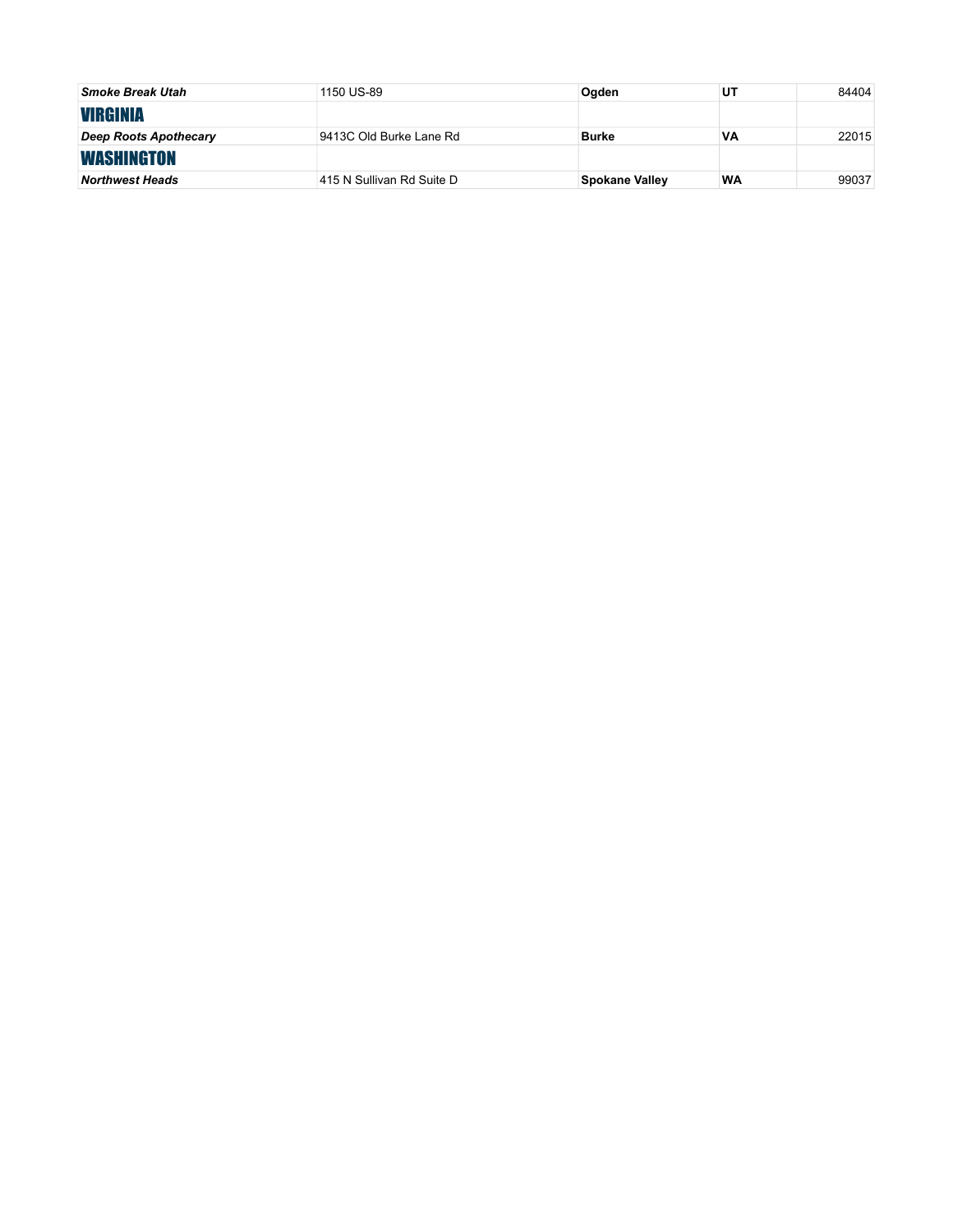| | | | | |
|---|---|---|---|---|
| ***Smoke Break Utah*** | 1150 US-89 | **Ogden** | **UT** | 84404 |
| **VIRGINIA** | | | | |
| ***Deep Roots Apothecary*** | 9413C Old Burke Lane Rd | **Burke** | **VA** | 22015 |
| **WASHINGTON** | | | | |
| ***Northwest Heads*** | 415 N Sullivan Rd Suite D | **Spokane Valley** | **WA** | 99037 |